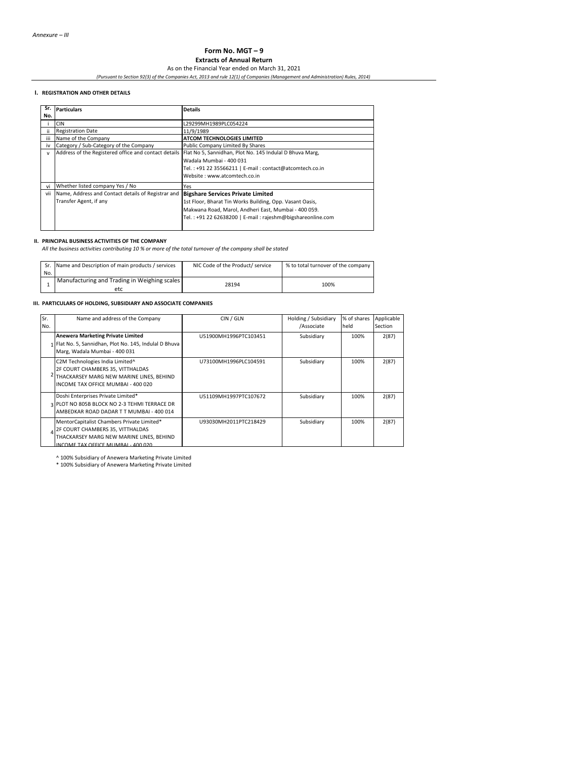*Annexure – III*

# Form No. MGT – 9

## Extracts of Annual Return

As on the Financial Year ended on March 31, 2021

*(Pursuant to Section 92(3) of the Companies Act, 2013 and rule 12(1) of Companies (Management and Administration) Rules, 2014)*

### I. REGISTRATION AND OTHER DETAILS

| Sr. No. | Particulars | Details |
|---|---|---|
| i | CIN | L29299MH1989PLC054224 |
| ii | Registration Date | 11/9/1989 |
| iii | Name of the Company | **ATCOM TECHNOLOGIES LIMITED** |
| iv | Category / Sub-Category of the Company | Public Company Limited By Shares |
| v | Address of the Registered office and contact details | Flat No 5, Sannidhan, Plot No. 145 Indulal D Bhuva Marg, Wadala Mumbai - 400 031<br>Tel. : +91 22 35566211 \| E-mail : contact@atcomtech.co.in<br>Website : www.atcomtech.co.in |
| vi | Whether listed company Yes / No | Yes |
| vii | Name, Address and Contact details of Registrar and Transfer Agent, if any | **Bigshare Services Private Limited**<br>1st Floor, Bharat Tin Works Building, Opp. Vasant Oasis, Makwana Road, Marol, Andheri East, Mumbai - 400 059.<br>Tel. : +91 22 62638200 \| E-mail : rajeshm@bigshareonline.com |

### II. PRINCIPAL BUSINESS ACTIVITIES OF THE COMPANY

*All the business activities contributing 10 % or more of the total turnover of the company shall be stated*

| Sr. No. | Name and Description of main products / services | NIC Code of the Product/ service | % to total turnover of the company |
|---|---|---|---|
| 1 | Manufacturing and Trading in Weighing scales etc | 28194 | 100% |

### III. PARTICULARS OF HOLDING, SUBSIDIARY AND ASSOCIATE COMPANIES

| Sr. No. | Name and address of the Company | CIN / GLN | Holding / Subsidiary /Associate | % of shares held | Applicable Section |
|---|---|---|---|---|---|
| 1 | **Anewera Marketing Private Limited**<br>Flat No. 5, Sannidhan, Plot No. 145, Indulal D Bhuva Marg, Wadala Mumbai - 400 031 | U51900MH1996PTC103451 | Subsidiary | 100% | 2(87) |
| 2 | C2M Technologies India Limited^<br>2F COURT CHAMBERS 35, VITTHALDAS THACKARSEY MARG NEW MARINE LINES, BEHIND INCOME TAX OFFICE MUMBAI - 400 020 | U73100MH1996PLC104591 | Subsidiary | 100% | 2(87) |
| 3 | Doshi Enterprises Private Limited*<br>PLOT NO 805B BLOCK NO 2-3 TEHMI TERRACE DR AMBEDKAR ROAD DADAR T T MUMBAI - 400 014 | U51109MH1997PTC107672 | Subsidiary | 100% | 2(87) |
| 4 | MentorCapitalist Chambers Private Limited*<br>2F COURT CHAMBERS 35, VITTHALDAS THACKARSEY MARG NEW MARINE LINES, BEHIND INCOME TAX OFFICE MUMBAI - 400 020 | U93030MH2011PTC218429 | Subsidiary | 100% | 2(87) |

^ 100% Subsidiary of Anewera Marketing Private Limited

* 100% Subsidiary of Anewera Marketing Private Limited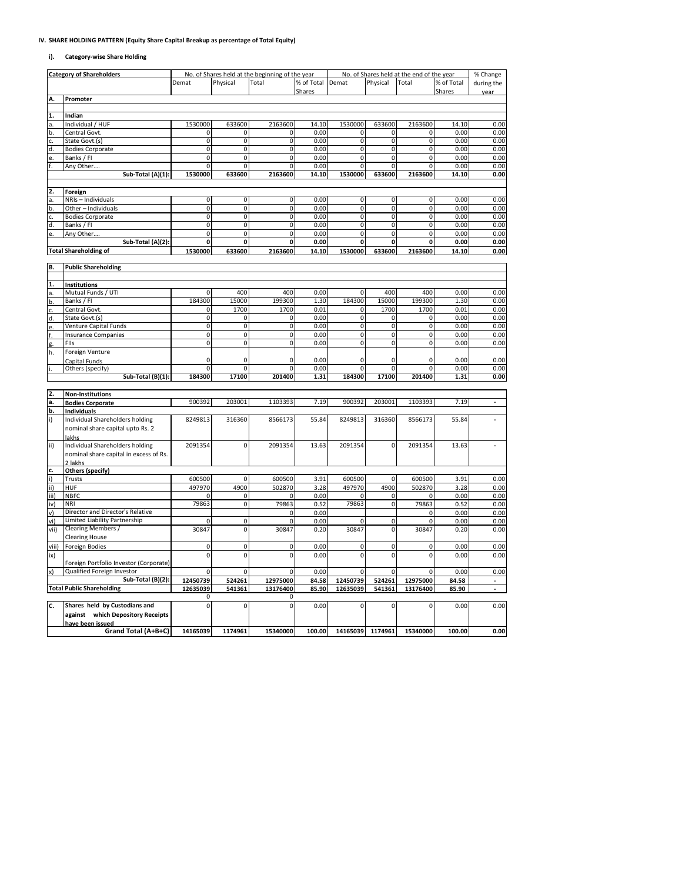**IV. SHARE HOLDING PATTERN (Equity Share Capital Breakup as percentage of Total Equity)**

**i). Category-wise Share Holding**

| | Category of Shareholders | No. of Shares held at the beginning of the year | | | | No. of Shares held at the end of the year | | | | % Change during the year |
|---|---|---|---|---|---|---|---|---|---|---|
| | | Demat | Physical | Total | % of Total Shares | Demat | Physical | Total | % of Total Shares | |
| **A.** | **Promoter** | | | | | | | | | |
| **1.** | **Indian** | | | | | | | | | |
| a. | Individual / HUF | 1530000 | 633600 | 2163600 | 14.10 | 1530000 | 633600 | 2163600 | 14.10 | 0.00 |
| b. | Central Govt. | 0 | 0 | 0 | 0.00 | 0 | 0 | 0 | 0.00 | 0.00 |
| c. | State Govt.(s) | 0 | 0 | 0 | 0.00 | 0 | 0 | 0 | 0.00 | 0.00 |
| d. | Bodies Corporate | 0 | 0 | 0 | 0.00 | 0 | 0 | 0 | 0.00 | 0.00 |
| e. | Banks / FI | 0 | 0 | 0 | 0.00 | 0 | 0 | 0 | 0.00 | 0.00 |
| f. | Any Other…. | 0 | 0 | 0 | 0.00 | 0 | 0 | 0 | 0.00 | 0.00 |
| | **Sub-Total (A)(1):** | **1530000** | **633600** | **2163600** | **14.10** | **1530000** | **633600** | **2163600** | **14.10** | **0.00** |
| **2.** | **Foreign** | | | | | | | | | |
| a. | NRIs – Individuals | 0 | 0 | 0 | 0.00 | 0 | 0 | 0 | 0.00 | 0.00 |
| b. | Other – Individuals | 0 | 0 | 0 | 0.00 | 0 | 0 | 0 | 0.00 | 0.00 |
| c. | Bodies Corporate | 0 | 0 | 0 | 0.00 | 0 | 0 | 0 | 0.00 | 0.00 |
| d. | Banks / FI | 0 | 0 | 0 | 0.00 | 0 | 0 | 0 | 0.00 | 0.00 |
| e. | Any Other…. | 0 | 0 | 0 | 0.00 | 0 | 0 | 0 | 0.00 | 0.00 |
| | **Sub-Total (A)(2):** | **0** | **0** | **0** | **0.00** | **0** | **0** | **0** | **0.00** | **0.00** |
| | **Total Shareholding of** | **1530000** | **633600** | **2163600** | **14.10** | **1530000** | **633600** | **2163600** | **14.10** | **0.00** |
| **B.** | **Public Shareholding** | | | | | | | | | |
| **1.** | **Institutions** | | | | | | | | | |
| a. | Mutual Funds / UTI | 0 | 400 | 400 | 0.00 | 0 | 400 | 400 | 0.00 | 0.00 |
| b. | Banks / FI | 184300 | 15000 | 199300 | 1.30 | 184300 | 15000 | 199300 | 1.30 | 0.00 |
| c. | Central Govt. | 0 | 1700 | 1700 | 0.01 | 0 | 1700 | 1700 | 0.01 | 0.00 |
| d. | State Govt.(s) | 0 | 0 | 0 | 0.00 | 0 | 0 | 0 | 0.00 | 0.00 |
| e. | Venture Capital Funds | 0 | 0 | 0 | 0.00 | 0 | 0 | 0 | 0.00 | 0.00 |
| f. | Insurance Companies | 0 | 0 | 0 | 0.00 | 0 | 0 | 0 | 0.00 | 0.00 |
| g. | FIIs | 0 | 0 | 0 | 0.00 | 0 | 0 | 0 | 0.00 | 0.00 |
| h. | Foreign Venture Capital Funds | 0 | 0 | 0 | 0.00 | 0 | 0 | 0 | 0.00 | 0.00 |
| i. | Others (specify) | 0 | 0 | 0 | 0.00 | 0 | 0 | 0 | 0.00 | 0.00 |
| | **Sub-Total (B)(1):** | **184300** | **17100** | **201400** | **1.31** | **184300** | **17100** | **201400** | **1.31** | **0.00** |
| **2.** | **Non-Institutions** | | | | | | | | | |
| **a.** | **Bodies Corporate** | 900392 | 203001 | 1103393 | 7.19 | 900392 | 203001 | 1103393 | 7.19 | - |
| **b.** | **Individuals** | | | | | | | | | |
| i) | Individual Shareholders holding nominal share capital upto Rs. 2 lakhs | 8249813 | 316360 | 8566173 | 55.84 | 8249813 | 316360 | 8566173 | 55.84 | - |
| ii) | Individual Shareholders holding nominal share capital in excess of Rs. 2 lakhs | 2091354 | 0 | 2091354 | 13.63 | 2091354 | 0 | 2091354 | 13.63 | - |
| **c.** | **Others (specify)** | | | | | | | | | |
| i) | Trusts | 600500 | 0 | 600500 | 3.91 | 600500 | 0 | 600500 | 3.91 | 0.00 |
| ii) | HUF | 497970 | 4900 | 502870 | 3.28 | 497970 | 4900 | 502870 | 3.28 | 0.00 |
| iii) | NBFC | 0 | 0 | 0 | 0.00 | 0 | 0 | 0 | 0.00 | 0.00 |
| iv) | NRI | 79863 | 0 | 79863 | 0.52 | 79863 | 0 | 79863 | 0.52 | 0.00 |
| v) | Director and Director's Relative | | | 0 | 0.00 | | | 0 | 0.00 | 0.00 |
| vi) | Limited Liability Partnership | 0 | 0 | 0 | 0.00 | 0 | 0 | 0 | 0.00 | 0.00 |
| vii) | Clearing Members / Clearing House | 30847 | 0 | 30847 | 0.20 | 30847 | 0 | 30847 | 0.20 | 0.00 |
| viii) | Foreign Bodies | 0 | 0 | 0 | 0.00 | 0 | 0 | 0 | 0.00 | 0.00 |
| ix) | Foreign Portfolio Investor (Corporate) | 0 | 0 | 0 | 0.00 | 0 | 0 | 0 | 0.00 | 0.00 |
| x) | Qualified Foreign Investor | 0 | 0 | 0 | 0.00 | 0 | 0 | 0 | 0.00 | 0.00 |
| | **Sub-Total (B)(2):** | **12450739** | **524261** | **12975000** | **84.58** | **12450739** | **524261** | **12975000** | **84.58** | **-** |
| | **Total Public Shareholding** | **12635039** | **541361** | **13176400** | **85.90** | **12635039** | **541361** | **13176400** | **85.90** | **-** |
| | | 0 | | 0 | | | | | | |
| **C.** | **Shares held by Custodians and against which Depository Receipts have been issued** | 0 | 0 | 0 | 0.00 | 0 | 0 | 0 | 0.00 | 0.00 |
| | **Grand Total (A+B+C)** | **14165039** | **1174961** | **15340000** | **100.00** | **14165039** | **1174961** | **15340000** | **100.00** | **0.00** |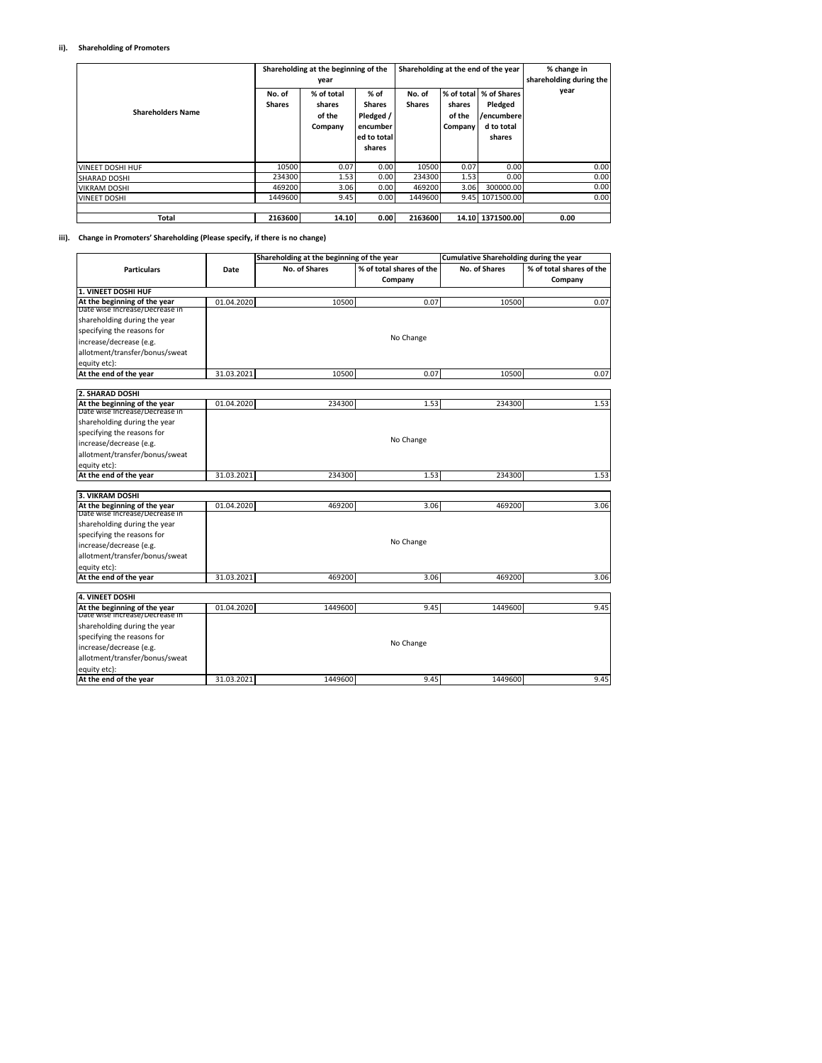**ii). Shareholding of Promoters**

| Shareholders Name | Shareholding at the beginning of the year | | | Shareholding at the end of the year | | | % change in shareholding during the year |
|---|---|---|---|---|---|---|---|
| | No. of Shares | % of total shares of the Company | % of Shares Pledged / encumbered to total shares | No. of Shares | % of total shares of the Company | % of Shares Pledged /encumbered to total shares | |
| VINEET DOSHI HUF | 10500 | 0.07 | 0.00 | 10500 | 0.07 | 0.00 | 0.00 |
| SHARAD DOSHI | 234300 | 1.53 | 0.00 | 234300 | 1.53 | 0.00 | 0.00 |
| VIKRAM DOSHI | 469200 | 3.06 | 0.00 | 469200 | 3.06 | 300000.00 | 0.00 |
| VINEET DOSHI | 1449600 | 9.45 | 0.00 | 1449600 | 9.45 | 1071500.00 | 0.00 |
| **Total** | **2163600** | **14.10** | **0.00** | **2163600** | **14.10** | **1371500.00** | **0.00** |

**iii). Change in Promoters' Shareholding (Please specify, if there is no change)**

| Particulars | Date | Shareholding at the beginning of the year | | Cumulative Shareholding during the year | |
|---|---|---|---|---|---|
| | | No. of Shares | % of total shares of the Company | No. of Shares | % of total shares of the Company |
| **1. VINEET DOSHI HUF** | | | | | |
| **At the beginning of the year** | 01.04.2020 | 10500 | 0.07 | 10500 | 0.07 |
| Date wise Increase/Decrease in shareholding during the year specifying the reasons for increase/decrease (e.g. allotment/transfer/bonus/sweat equity etc): | | | No Change | | |
| **At the end of the year** | 31.03.2021 | 10500 | 0.07 | 10500 | 0.07 |
| **2. SHARAD DOSHI** | | | | | |
| **At the beginning of the year** | 01.04.2020 | 234300 | 1.53 | 234300 | 1.53 |
| Date wise Increase/Decrease in shareholding during the year specifying the reasons for increase/decrease (e.g. allotment/transfer/bonus/sweat equity etc): | | | No Change | | |
| **At the end of the year** | 31.03.2021 | 234300 | 1.53 | 234300 | 1.53 |
| **3. VIKRAM DOSHI** | | | | | |
| **At the beginning of the year** | 01.04.2020 | 469200 | 3.06 | 469200 | 3.06 |
| Date wise Increase/Decrease in shareholding during the year specifying the reasons for increase/decrease (e.g. allotment/transfer/bonus/sweat equity etc): | | | No Change | | |
| **At the end of the year** | 31.03.2021 | 469200 | 3.06 | 469200 | 3.06 |
| **4. VINEET DOSHI** | | | | | |
| **At the beginning of the year** | 01.04.2020 | 1449600 | 9.45 | 1449600 | 9.45 |
| Date wise Increase/Decrease in shareholding during the year specifying the reasons for increase/decrease (e.g. allotment/transfer/bonus/sweat equity etc): | | | No Change | | |
| **At the end of the year** | 31.03.2021 | 1449600 | 9.45 | 1449600 | 9.45 |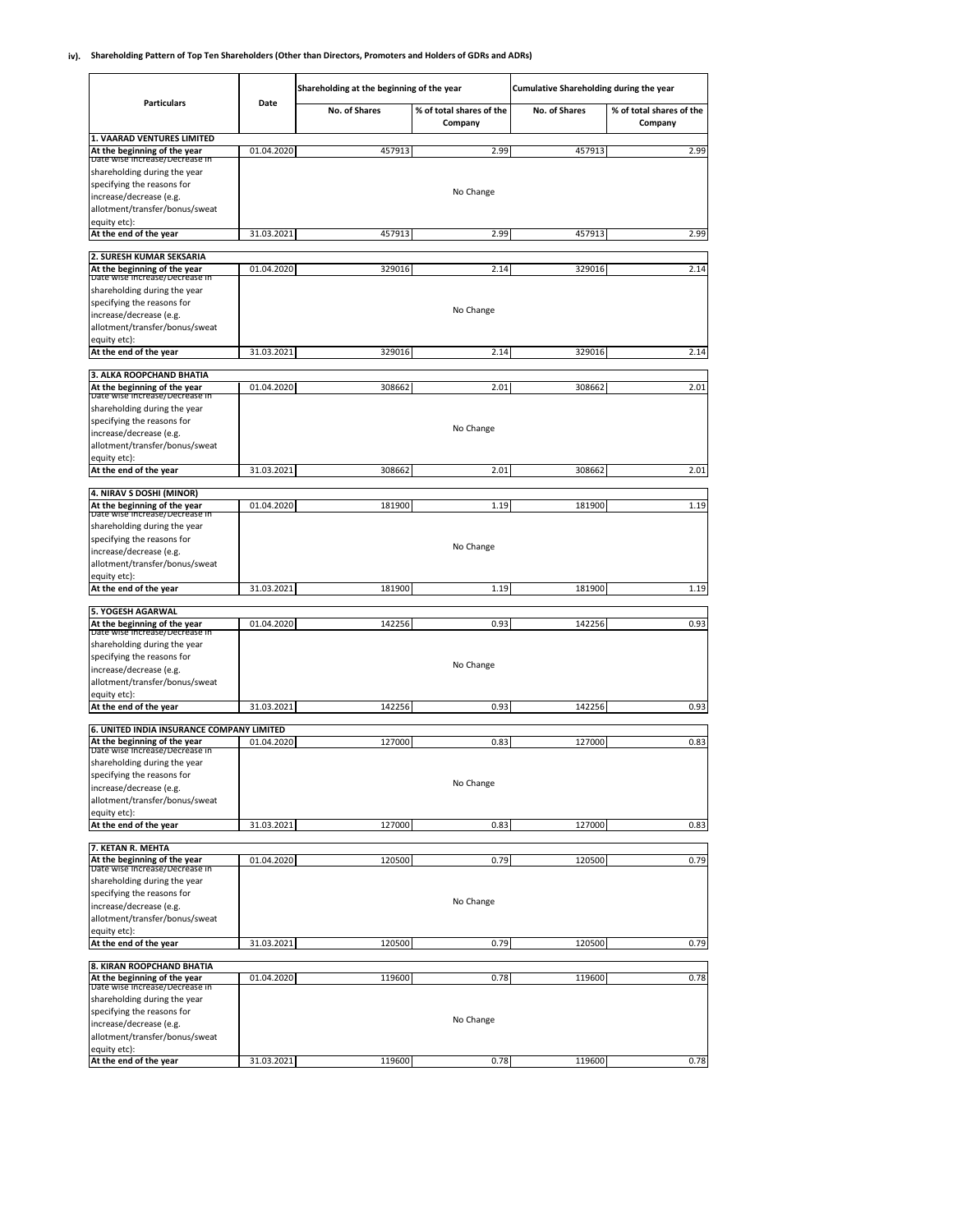### iv). Shareholding Pattern of Top Ten Shareholders (Other than Directors, Promoters and Holders of GDRs and ADRs)

| Particulars | Date | Shareholding at the beginning of the year | | Cumulative Shareholding during the year | |
|---|---|---|---|---|---|
| | | No. of Shares | % of total shares of the Company | No. of Shares | % of total shares of the Company |
| **1. VAARAD VENTURES LIMITED** | | | | | |
| **At the beginning of the year** | 01.04.2020 | 457913 | 2.99 | 457913 | 2.99 |
| Date wise Increase/Decrease in shareholding during the year specifying the reasons for increase/decrease (e.g. allotment/transfer/bonus/sweat equity etc): | | | No Change | | |
| **At the end of the year** | 31.03.2021 | 457913 | 2.99 | 457913 | 2.99 |
| **2. SURESH KUMAR SEKSARIA** | | | | | |
| **At the beginning of the year** | 01.04.2020 | 329016 | 2.14 | 329016 | 2.14 |
| Date wise Increase/Decrease in shareholding during the year specifying the reasons for increase/decrease (e.g. allotment/transfer/bonus/sweat equity etc): | | | No Change | | |
| **At the end of the year** | 31.03.2021 | 329016 | 2.14 | 329016 | 2.14 |
| **3. ALKA ROOPCHAND BHATIA** | | | | | |
| **At the beginning of the year** | 01.04.2020 | 308662 | 2.01 | 308662 | 2.01 |
| Date wise Increase/Decrease in shareholding during the year specifying the reasons for increase/decrease (e.g. allotment/transfer/bonus/sweat equity etc): | | | No Change | | |
| **At the end of the year** | 31.03.2021 | 308662 | 2.01 | 308662 | 2.01 |
| **4. NIRAV S DOSHI (MINOR)** | | | | | |
| **At the beginning of the year** | 01.04.2020 | 181900 | 1.19 | 181900 | 1.19 |
| Date wise Increase/Decrease in shareholding during the year specifying the reasons for increase/decrease (e.g. allotment/transfer/bonus/sweat equity etc): | | | No Change | | |
| **At the end of the year** | 31.03.2021 | 181900 | 1.19 | 181900 | 1.19 |
| **5. YOGESH AGARWAL** | | | | | |
| **At the beginning of the year** | 01.04.2020 | 142256 | 0.93 | 142256 | 0.93 |
| Date wise Increase/Decrease in shareholding during the year specifying the reasons for increase/decrease (e.g. allotment/transfer/bonus/sweat equity etc): | | | No Change | | |
| **At the end of the year** | 31.03.2021 | 142256 | 0.93 | 142256 | 0.93 |
| **6. UNITED INDIA INSURANCE COMPANY LIMITED** | | | | | |
| **At the beginning of the year** | 01.04.2020 | 127000 | 0.83 | 127000 | 0.83 |
| Date wise Increase/Decrease in shareholding during the year specifying the reasons for increase/decrease (e.g. allotment/transfer/bonus/sweat equity etc): | | | No Change | | |
| **At the end of the year** | 31.03.2021 | 127000 | 0.83 | 127000 | 0.83 |
| **7. KETAN R. MEHTA** | | | | | |
| **At the beginning of the year** | 01.04.2020 | 120500 | 0.79 | 120500 | 0.79 |
| Date wise Increase/Decrease in shareholding during the year specifying the reasons for increase/decrease (e.g. allotment/transfer/bonus/sweat equity etc): | | | No Change | | |
| **At the end of the year** | 31.03.2021 | 120500 | 0.79 | 120500 | 0.79 |
| **8. KIRAN ROOPCHAND BHATIA** | | | | | |
| **At the beginning of the year** | 01.04.2020 | 119600 | 0.78 | 119600 | 0.78 |
| Date wise Increase/Decrease in shareholding during the year specifying the reasons for increase/decrease (e.g. allotment/transfer/bonus/sweat equity etc): | | | No Change | | |
| **At the end of the year** | 31.03.2021 | 119600 | 0.78 | 119600 | 0.78 |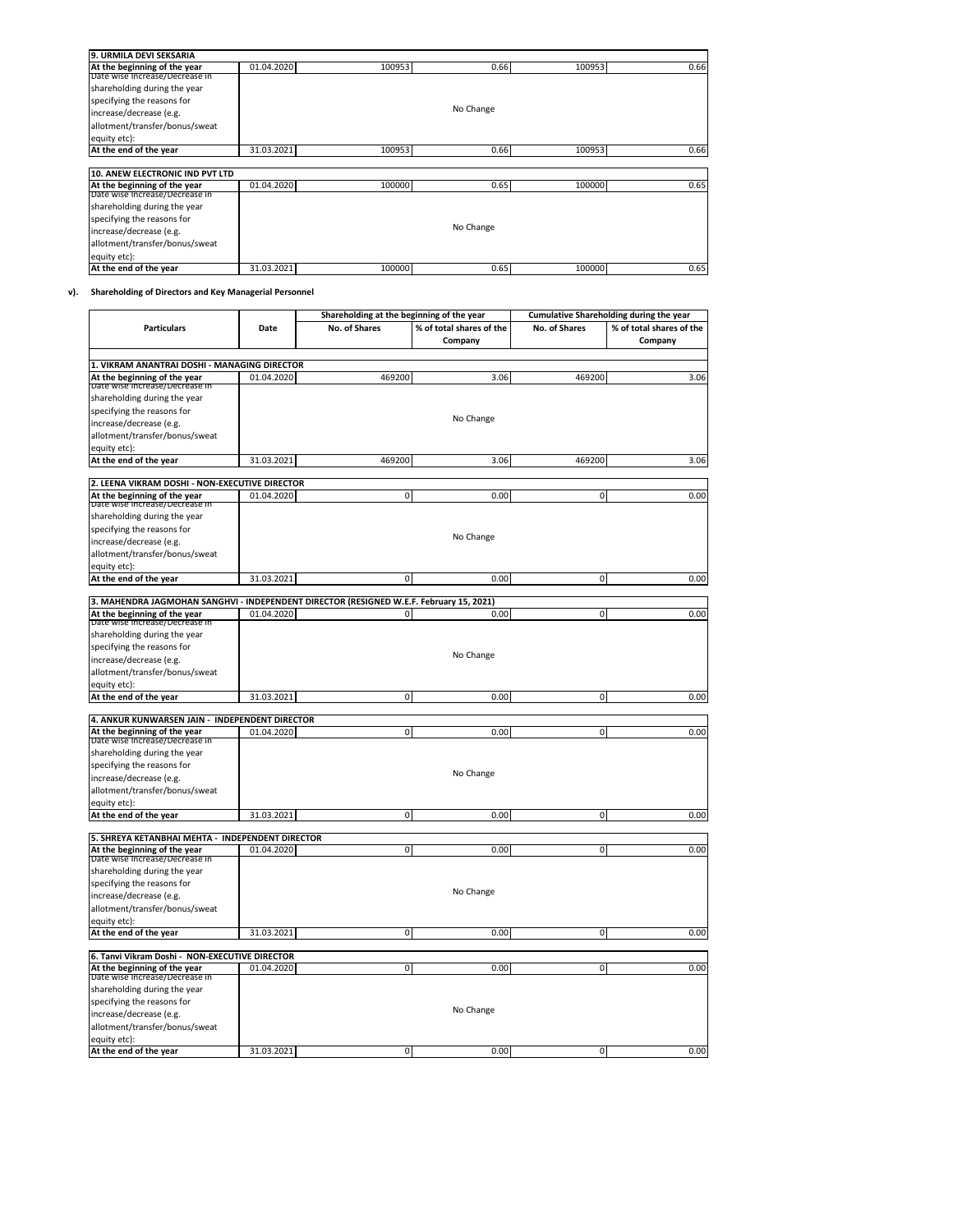| 9. URMILA DEVI SEKSARIA | | | | | |
|---|---|---|---|---|---|
| At the beginning of the year | 01.04.2020 | 100953 | 0.66 | 100953 | 0.66 |
| Date wise Increase/Decrease in shareholding during the year specifying the reasons for increase/decrease (e.g. allotment/transfer/bonus/sweat equity etc): | | | No Change | | |
| At the end of the year | 31.03.2021 | 100953 | 0.66 | 100953 | 0.66 |

| 10. ANEW ELECTRONIC IND PVT LTD | | | | | |
|---|---|---|---|---|---|
| At the beginning of the year | 01.04.2020 | 100000 | 0.65 | 100000 | 0.65 |
| Date wise Increase/Decrease in shareholding during the year specifying the reasons for increase/decrease (e.g. allotment/transfer/bonus/sweat equity etc): | | | No Change | | |
| At the end of the year | 31.03.2021 | 100000 | 0.65 | 100000 | 0.65 |

**v). Shareholding of Directors and Key Managerial Personnel**

| Particulars | Date | Shareholding at the beginning of the year | | Cumulative Shareholding during the year | |
|---|---|---|---|---|---|
| | | No. of Shares | % of total shares of the Company | No. of Shares | % of total shares of the Company |
| **1. VIKRAM ANANTRAI DOSHI - MANAGING DIRECTOR** | | | | | |
| At the beginning of the year | 01.04.2020 | 469200 | 3.06 | 469200 | 3.06 |
| Date wise Increase/Decrease in shareholding during the year specifying the reasons for increase/decrease (e.g. allotment/transfer/bonus/sweat equity etc): | | | No Change | | |
| At the end of the year | 31.03.2021 | 469200 | 3.06 | 469200 | 3.06 |
| **2. LEENA VIKRAM DOSHI - NON-EXECUTIVE DIRECTOR** | | | | | |
| At the beginning of the year | 01.04.2020 | 0 | 0.00 | 0 | 0.00 |
| Date wise Increase/Decrease in shareholding during the year specifying the reasons for increase/decrease (e.g. allotment/transfer/bonus/sweat equity etc): | | | No Change | | |
| At the end of the year | 31.03.2021 | 0 | 0.00 | 0 | 0.00 |
| **3. MAHENDRA JAGMOHAN SANGHVI - INDEPENDENT DIRECTOR (RESIGNED W.E.F. February 15, 2021)** | | | | | |
| At the beginning of the year | 01.04.2020 | 0 | 0.00 | 0 | 0.00 |
| Date wise Increase/Decrease in shareholding during the year specifying the reasons for increase/decrease (e.g. allotment/transfer/bonus/sweat equity etc): | | | No Change | | |
| At the end of the year | 31.03.2021 | 0 | 0.00 | 0 | 0.00 |
| **4. ANKUR KUNWARSEN JAIN - INDEPENDENT DIRECTOR** | | | | | |
| At the beginning of the year | 01.04.2020 | 0 | 0.00 | 0 | 0.00 |
| Date wise Increase/Decrease in shareholding during the year specifying the reasons for increase/decrease (e.g. allotment/transfer/bonus/sweat equity etc): | | | No Change | | |
| At the end of the year | 31.03.2021 | 0 | 0.00 | 0 | 0.00 |
| **5. SHREYA KETANBHAI MEHTA - INDEPENDENT DIRECTOR** | | | | | |
| At the beginning of the year | 01.04.2020 | 0 | 0.00 | 0 | 0.00 |
| Date wise Increase/Decrease in shareholding during the year specifying the reasons for increase/decrease (e.g. allotment/transfer/bonus/sweat equity etc): | | | No Change | | |
| At the end of the year | 31.03.2021 | 0 | 0.00 | 0 | 0.00 |
| **6. Tanvi Vikram Doshi - NON-EXECUTIVE DIRECTOR** | | | | | |
| At the beginning of the year | 01.04.2020 | 0 | 0.00 | 0 | 0.00 |
| Date wise Increase/Decrease in shareholding during the year specifying the reasons for increase/decrease (e.g. allotment/transfer/bonus/sweat equity etc): | | | No Change | | |
| At the end of the year | 31.03.2021 | 0 | 0.00 | 0 | 0.00 |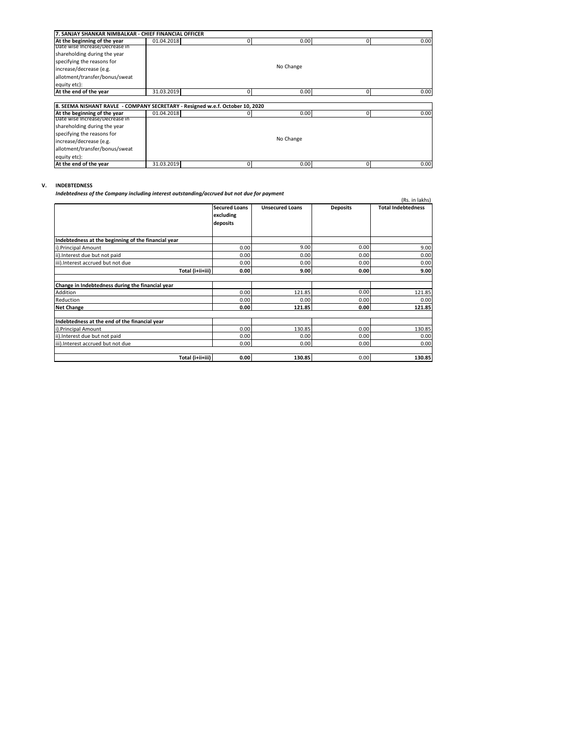| 7. SANJAY SHANKAR NIMBALKAR - CHIEF FINANCIAL OFFICER | | | | | |
|---|---|---|---|---|---|
| At the beginning of the year | 01.04.2018 | 0 | 0.00 | 0 | 0.00 |
| Date wise Increase/Decrease in shareholding during the year specifying the reasons for increase/decrease (e.g. allotment/transfer/bonus/sweat equity etc): | | | No Change | | |
| At the end of the year | 31.03.2019 | 0 | 0.00 | 0 | 0.00 |

| 8. SEEMA NISHANT RAVLE - COMPANY SECRETARY - Resigned w.e.f. October 10, 2020 | | | | | |
|---|---|---|---|---|---|
| At the beginning of the year | 01.04.2018 | 0 | 0.00 | 0 | 0.00 |
| Date wise Increase/Decrease in shareholding during the year specifying the reasons for increase/decrease (e.g. allotment/transfer/bonus/sweat equity etc): | | | No Change | | |
| At the end of the year | 31.03.2019 | 0 | 0.00 | 0 | 0.00 |

**V. INDEBTEDNESS**

***Indebtedness of the Company including interest outstanding/accrued but not due for payment***

(Rs. in lakhs)

| | Secured Loans excluding deposits | Unsecured Loans | Deposits | Total Indebtedness |
|---|---|---|---|---|
| **Indebtedness at the beginning of the financial year** | | | | |
| i).Principal Amount | 0.00 | 9.00 | 0.00 | 9.00 |
| ii).Interest due but not paid | 0.00 | 0.00 | 0.00 | 0.00 |
| iii).Interest accrued but not due | 0.00 | 0.00 | 0.00 | 0.00 |
| **Total (i+ii+iii)** | **0.00** | **9.00** | **0.00** | **9.00** |
| **Change in Indebtedness during the financial year** | | | | |
| Addition | 0.00 | 121.85 | 0.00 | 121.85 |
| Reduction | 0.00 | 0.00 | 0.00 | 0.00 |
| **Net Change** | **0.00** | **121.85** | **0.00** | **121.85** |
| **Indebtedness at the end of the financial year** | | | | |
| i).Principal Amount | 0.00 | 130.85 | 0.00 | 130.85 |
| ii).Interest due but not paid | 0.00 | 0.00 | 0.00 | 0.00 |
| iii).Interest accrued but not due | 0.00 | 0.00 | 0.00 | 0.00 |
| **Total (i+ii+iii)** | **0.00** | **130.85** | 0.00 | **130.85** |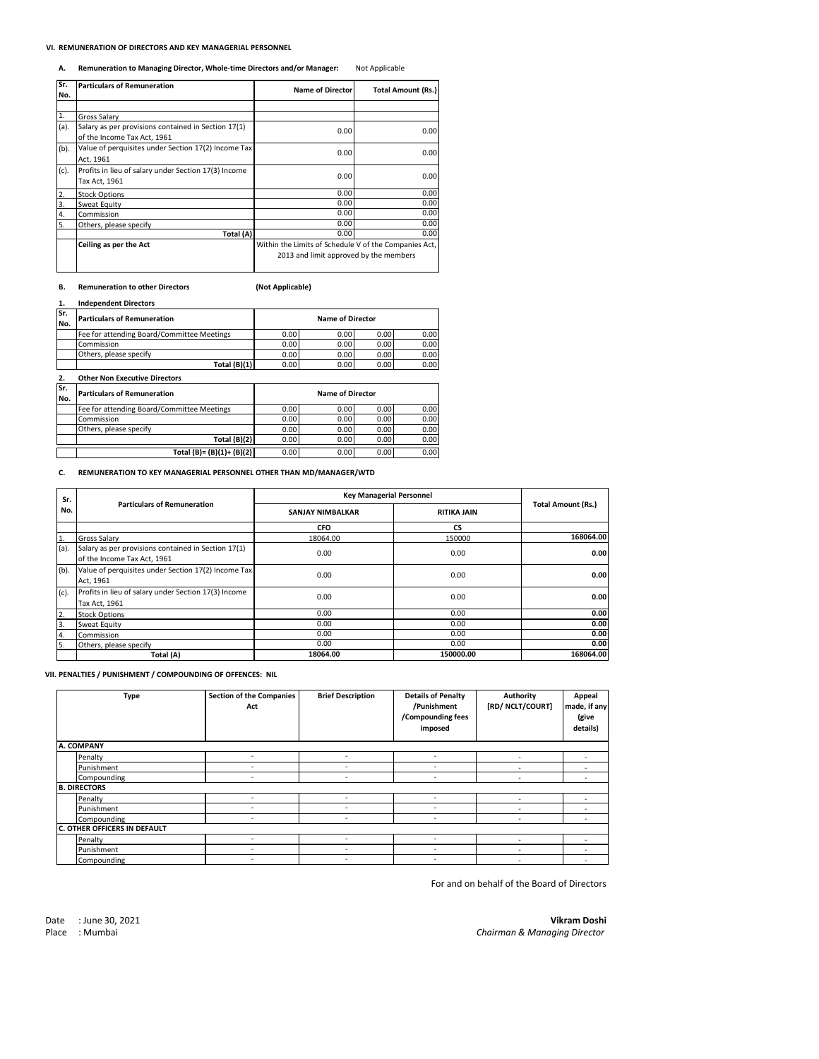**VI. REMUNERATION OF DIRECTORS AND KEY MANAGERIAL PERSONNEL**

**A. Remuneration to Managing Director, Whole-time Directors and/or Manager:** Not Applicable

| Sr. No. | Particulars of Remuneration | Name of Director | Total Amount (Rs.) |
|---|---|---|---|
| | | | |
| 1. | Gross Salary | | |
| (a). | Salary as per provisions contained in Section 17(1) of the Income Tax Act, 1961 | 0.00 | 0.00 |
| (b). | Value of perquisites under Section 17(2) Income Tax Act, 1961 | 0.00 | 0.00 |
| (c). | Profits in lieu of salary under Section 17(3) Income Tax Act, 1961 | 0.00 | 0.00 |
| 2. | Stock Options | 0.00 | 0.00 |
| 3. | Sweat Equity | 0.00 | 0.00 |
| 4. | Commission | 0.00 | 0.00 |
| 5. | Others, please specify | 0.00 | 0.00 |
| | **Total (A)** | 0.00 | 0.00 |
| | **Ceiling as per the Act** | Within the Limits of Schedule V of the Companies Act, 2013 and limit approved by the members | |

**B. Remuneration to other Directors** **(Not Applicable)**

**1. Independent Directors**

| Sr. No. | Particulars of Remuneration | Name of Director | | | |
|---|---|---|---|---|---|
| | Fee for attending Board/Committee Meetings | 0.00 | 0.00 | 0.00 | 0.00 |
| | Commission | 0.00 | 0.00 | 0.00 | 0.00 |
| | Others, please specify | 0.00 | 0.00 | 0.00 | 0.00 |
| | **Total (B)(1)** | 0.00 | 0.00 | 0.00 | 0.00 |

**2. Other Non Executive Directors**

| Sr. No. | Particulars of Remuneration | Name of Director | | | |
|---|---|---|---|---|---|
| | Fee for attending Board/Committee Meetings | 0.00 | 0.00 | 0.00 | 0.00 |
| | Commission | 0.00 | 0.00 | 0.00 | 0.00 |
| | Others, please specify | 0.00 | 0.00 | 0.00 | 0.00 |
| | **Total (B)(2)** | 0.00 | 0.00 | 0.00 | 0.00 |
| | **Total (B)= (B)(1)+ (B)(2)** | 0.00 | 0.00 | 0.00 | 0.00 |

**C. REMUNERATION TO KEY MANAGERIAL PERSONNEL OTHER THAN MD/MANAGER/WTD**

| Sr. No. | Particulars of Remuneration | Key Managerial Personnel | | Total Amount (Rs.) |
|---|---|---|---|---|
| | | SANJAY NIMBALKAR | RITIKA JAIN | |
| | | CFO | CS | |
| 1. | Gross Salary | 18064.00 | 150000 | **168064.00** |
| (a). | Salary as per provisions contained in Section 17(1) of the Income Tax Act, 1961 | 0.00 | 0.00 | **0.00** |
| (b). | Value of perquisites under Section 17(2) Income Tax Act, 1961 | 0.00 | 0.00 | **0.00** |
| (c). | Profits in lieu of salary under Section 17(3) Income Tax Act, 1961 | 0.00 | 0.00 | **0.00** |
| 2. | Stock Options | 0.00 | 0.00 | **0.00** |
| 3. | Sweat Equity | 0.00 | 0.00 | **0.00** |
| 4. | Commission | 0.00 | 0.00 | **0.00** |
| 5. | Others, please specify | 0.00 | 0.00 | **0.00** |
| | **Total (A)** | **18064.00** | **150000.00** | **168064.00** |

**VII. PENALTIES / PUNISHMENT / COMPOUNDING OF OFFENCES: NIL**

| Type | Section of the Companies Act | Brief Description | Details of Penalty /Punishment /Compounding fees imposed | Authority [RD/ NCLT/COURT] | Appeal made, if any (give details) |
|---|---|---|---|---|---|
| **A. COMPANY** | | | | | |
| Penalty | - | - | - | - | - |
| Punishment | - | - | - | - | - |
| Compounding | - | - | - | - | - |
| **B. DIRECTORS** | | | | | |
| Penalty | - | - | - | - | - |
| Punishment | - | - | - | - | - |
| Compounding | - | - | - | - | - |
| **C. OTHER OFFICERS IN DEFAULT** | | | | | |
| Penalty | - | - | - | - | - |
| Punishment | - | - | - | - | - |
| Compounding | - | - | - | - | - |

For and on behalf of the Board of Directors

Date : June 30, 2021
Place : Mumbai

**Vikram Doshi**
*Chairman & Managing Director*